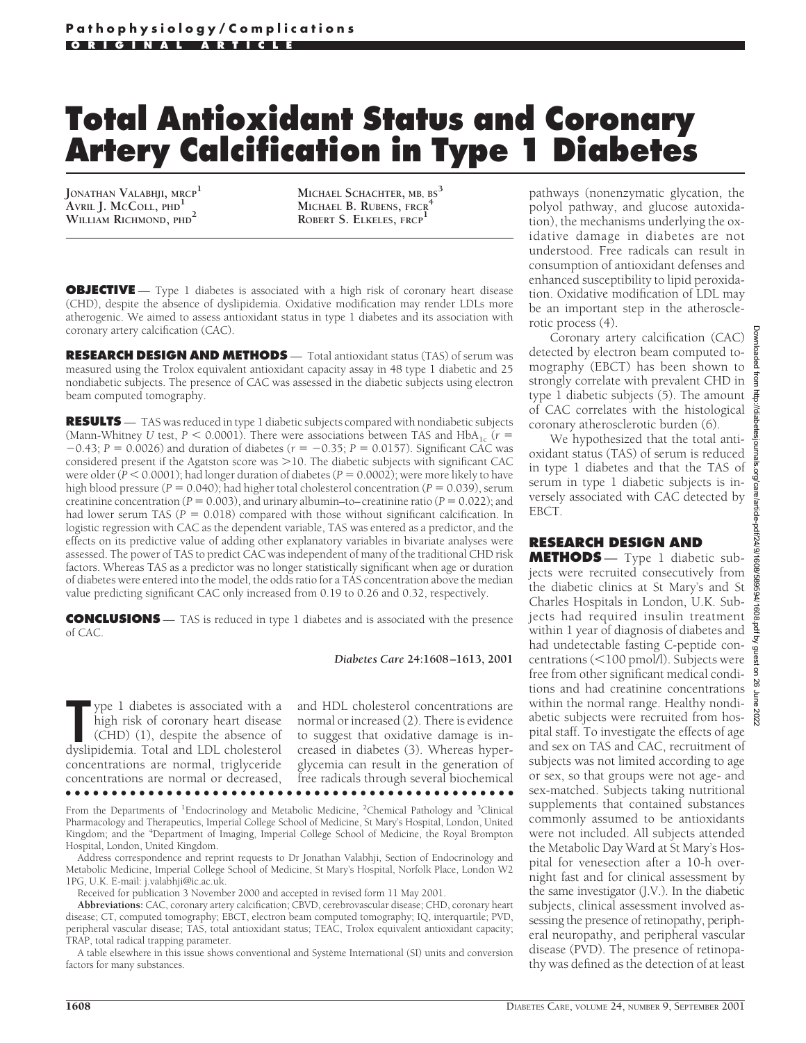# Total Antioxidant Status and Coronary Artery Calcification in Type 1 Diabetes

JONATHAN VALABHJI, MRCP[1]
AVRIL J. MCCOLL, PHD[1]
WILLIAM RICHMOND, PHD[2]
MICHAEL SCHACHTER, MB, BS[3]
MICHAEL B. RUBENS, FRCR[4]
ROBERT S. ELKELES, FRCP[1]

**OBJECTIVE** — Type 1 diabetes is associated with a high risk of coronary heart disease (CHD), despite the absence of dyslipidemia. Oxidative modification may render LDLs more atherogenic. We aimed to assess antioxidant status in type 1 diabetes and its association with coronary artery calcification (CAC).

**RESEARCH DESIGN AND METHODS** — Total antioxidant status (TAS) of serum was measured using the Trolox equivalent antioxidant capacity assay in 48 type 1 diabetic and 25 nondiabetic subjects. The presence of CAC was assessed in the diabetic subjects using electron beam computed tomography.

**RESULTS** — TAS was reduced in type 1 diabetic subjects compared with nondiabetic subjects (Mann-Whitney *U* test, $P < 0.0001$). There were associations between TAS and $HbA_{1c}$ ($r = -0.43$; $P = 0.0026$) and duration of diabetes ($r = -0.35$; $P = 0.0157$). Significant CAC was considered present if the Agatston score was >10. The diabetic subjects with significant CAC were older ($P < 0.0001$); had longer duration of diabetes ($P = 0.0002$); were more likely to have high blood pressure ($P = 0.040$); had higher total cholesterol concentration ($P = 0.039$), serum creatinine concentration ($P = 0.003$), and urinary albumin–to–creatinine ratio ($P = 0.022$); and had lower serum TAS ($P = 0.018$) compared with those without significant calcification. In logistic regression with CAC as the dependent variable, TAS was entered as a predictor, and the effects on its predictive value of adding other explanatory variables in bivariate analyses were assessed. The power of TAS to predict CAC was independent of many of the traditional CHD risk factors. Whereas TAS as a predictor was no longer statistically significant when age or duration of diabetes were entered into the model, the odds ratio for a TAS concentration above the median value predicting significant CAC only increased from 0.19 to 0.26 and 0.32, respectively.

**CONCLUSIONS** — TAS is reduced in type 1 diabetes and is associated with the presence of CAC.

*Diabetes Care* 24:1608–1613, 2001

Type 1 diabetes is associated with a high risk of coronary heart disease (CHD) (1), despite the absence of dyslipidemia. Total and LDL cholesterol concentrations are normal, triglyceride concentrations are normal or decreased, and HDL cholesterol concentrations are normal or increased (2). There is evidence to suggest that oxidative damage is increased in diabetes (3). Whereas hyperglycemia can result in the generation of free radicals through several biochemical pathways (nonenzymatic glycation, the polyol pathway, and glucose autoxidation), the mechanisms underlying the oxidative damage in diabetes are not understood. Free radicals can result in consumption of antioxidant defenses and enhanced susceptibility to lipid peroxidation. Oxidative modification of LDL may be an important step in the atherosclerotic process (4).

Coronary artery calcification (CAC) detected by electron beam computed tomography (EBCT) has been shown to strongly correlate with prevalent CHD in type 1 diabetic subjects (5). The amount of CAC correlates with the histological coronary atherosclerotic burden (6).

We hypothesized that the total antioxidant status (TAS) of serum is reduced in type 1 diabetes and that the TAS of serum in type 1 diabetic subjects is inversely associated with CAC detected by EBCT.

## RESEARCH DESIGN AND METHODS

Type 1 diabetic subjects were recruited consecutively from the diabetic clinics at St Mary's and St Charles Hospitals in London, U.K. Subjects had required insulin treatment within 1 year of diagnosis of diabetes and had undetectable fasting C-peptide concentrations (<100 pmol/l). Subjects were free from other significant medical conditions and had creatinine concentrations within the normal range. Healthy nondiabetic subjects were recruited from hospital staff. To investigate the effects of age and sex on TAS and CAC, recruitment of subjects was not limited according to age or sex, so that groups were not age- and sex-matched. Subjects taking nutritional supplements that contained substances commonly assumed to be antioxidants were not included. All subjects attended the Metabolic Day Ward at St Mary's Hospital for venesection after a 10-h overnight fast and for clinical assessment by the same investigator (J.V.). In the diabetic subjects, clinical assessment involved assessing the presence of retinopathy, peripheral neuropathy, and peripheral vascular disease (PVD). The presence of retinopathy was defined as the detection of at least

From the Departments of [1]Endocrinology and Metabolic Medicine, [2]Chemical Pathology and [3]Clinical Pharmacology and Therapeutics, Imperial College School of Medicine, St Mary's Hospital, London, United Kingdom; and the [4]Department of Imaging, Imperial College School of Medicine, the Royal Brompton Hospital, London, United Kingdom.

Address correspondence and reprint requests to Dr Jonathan Valabhji, Section of Endocrinology and Metabolic Medicine, Imperial College School of Medicine, St Mary's Hospital, Norfolk Place, London W2 1PG, U.K. E-mail: j.valabhji@ic.ac.uk.

Received for publication 3 November 2000 and accepted in revised form 11 May 2001.

**Abbreviations:** CAC, coronary artery calcification; CBVD, cerebrovascular disease; CHD, coronary heart disease; CT, computed tomography; EBCT, electron beam computed tomography; IQ, interquartile; PVD, peripheral vascular disease; TAS, total antioxidant status; TEAC, Trolox equivalent antioxidant capacity; TRAP, total radical trapping parameter.

A table elsewhere in this issue shows conventional and Système International (SI) units and conversion factors for many substances.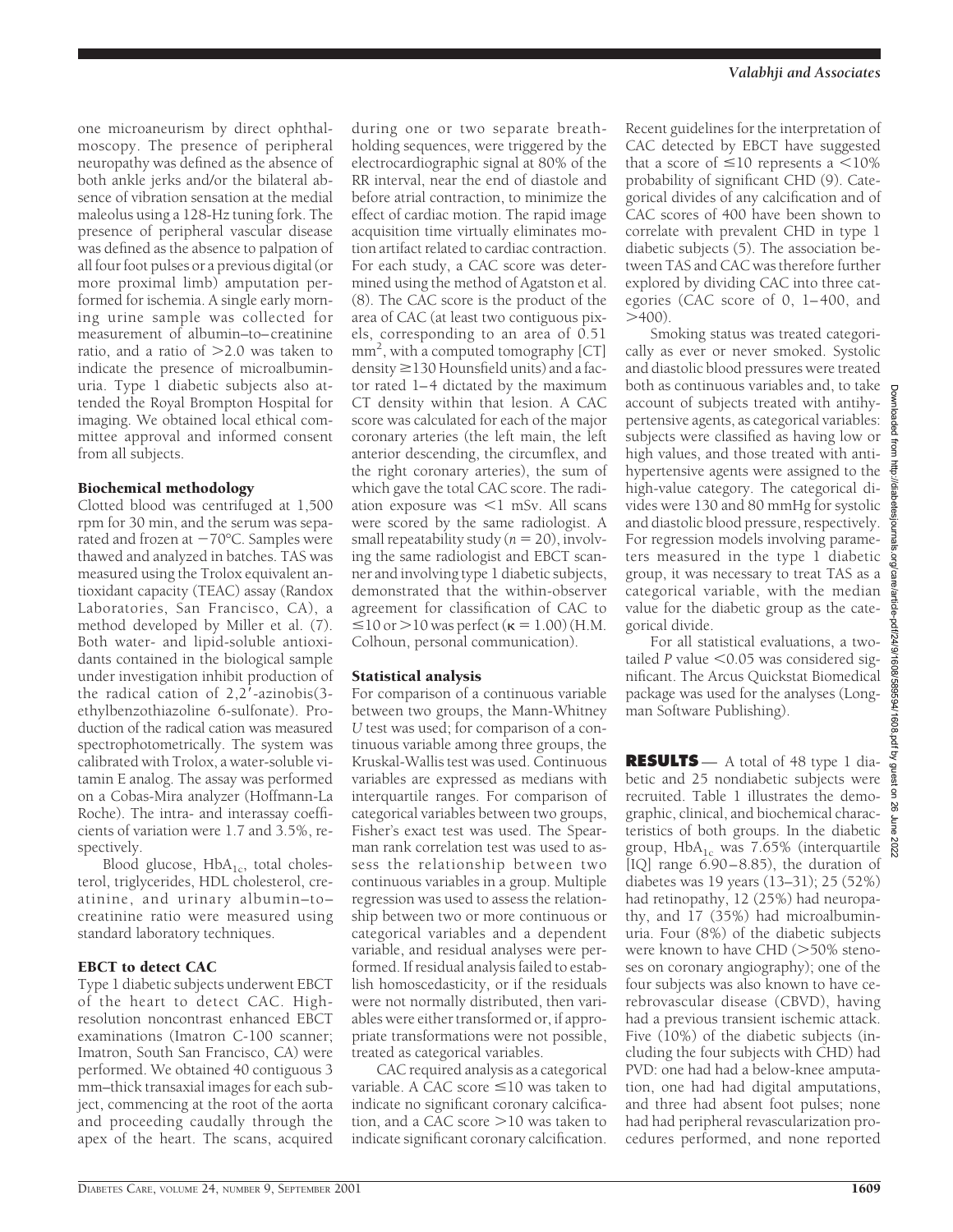one microaneurism by direct ophthalmoscopy. The presence of peripheral neuropathy was defined as the absence of both ankle jerks and/or the bilateral absence of vibration sensation at the medial maleolus using a 128-Hz tuning fork. The presence of peripheral vascular disease was defined as the absence to palpation of all four foot pulses or a previous digital (or more proximal limb) amputation performed for ischemia. A single early morning urine sample was collected for measurement of albumin–to–creatinine ratio, and a ratio of >2.0 was taken to indicate the presence of microalbuminuria. Type 1 diabetic subjects also attended the Royal Brompton Hospital for imaging. We obtained local ethical committee approval and informed consent from all subjects.

### Biochemical methodology

Clotted blood was centrifuged at 1,500 rpm for 30 min, and the serum was separated and frozen at −70°C. Samples were thawed and analyzed in batches. TAS was measured using the Trolox equivalent antioxidant capacity (TEAC) assay (Randox Laboratories, San Francisco, CA), a method developed by Miller et al. (7). Both water- and lipid-soluble antioxidants contained in the biological sample under investigation inhibit production of the radical cation of 2,2′-azinobis(3-ethylbenzothiazoline 6-sulfonate). Production of the radical cation was measured spectrophotometrically. The system was calibrated with Trolox, a water-soluble vitamin E analog. The assay was performed on a Cobas-Mira analyzer (Hoffmann-La Roche). The intra- and interassay coefficients of variation were 1.7 and 3.5%, respectively.

Blood glucose, $HbA_{1c}$, total cholesterol, triglycerides, HDL cholesterol, creatinine, and urinary albumin–to–creatinine ratio were measured using standard laboratory techniques.

### EBCT to detect CAC

Type 1 diabetic subjects underwent EBCT of the heart to detect CAC. High-resolution noncontrast enhanced EBCT examinations (Imatron C-100 scanner; Imatron, South San Francisco, CA) were performed. We obtained 40 contiguous 3 mm–thick transaxial images for each subject, commencing at the root of the aorta and proceeding caudally through the apex of the heart. The scans, acquired during one or two separate breath-holding sequences, were triggered by the electrocardiographic signal at 80% of the RR interval, near the end of diastole and before atrial contraction, to minimize the effect of cardiac motion. The rapid image acquisition time virtually eliminates motion artifact related to cardiac contraction. For each study, a CAC score was determined using the method of Agatston et al. (8). The CAC score is the product of the area of CAC (at least two contiguous pixels, corresponding to an area of 0.51 $mm^2$, with a computed tomography [CT] density ≥130 Hounsfield units) and a factor rated 1–4 dictated by the maximum CT density within that lesion. A CAC score was calculated for each of the major coronary arteries (the left main, the left anterior descending, the circumflex, and the right coronary arteries), the sum of which gave the total CAC score. The radiation exposure was <1 mSv. All scans were scored by the same radiologist. A small repeatability study ($n = 20$), involving the same radiologist and EBCT scanner and involving type 1 diabetic subjects, demonstrated that the within-observer agreement for classification of CAC to ≤10 or >10 was perfect ($\kappa = 1.00$) (H.M. Colhoun, personal communication).

### Statistical analysis

For comparison of a continuous variable between two groups, the Mann-Whitney *U* test was used; for comparison of a continuous variable among three groups, the Kruskal-Wallis test was used. Continuous variables are expressed as medians with interquartile ranges. For comparison of categorical variables between two groups, Fisher's exact test was used. The Spearman rank correlation test was used to assess the relationship between two continuous variables in a group. Multiple regression was used to assess the relationship between two or more continuous or categorical variables and a dependent variable, and residual analyses were performed. If residual analysis failed to establish homoscedasticity, or if the residuals were not normally distributed, then variables were either transformed or, if appropriate transformations were not possible, treated as categorical variables.

CAC required analysis as a categorical variable. A CAC score ≤10 was taken to indicate no significant coronary calcification, and a CAC score >10 was taken to indicate significant coronary calcification. Recent guidelines for the interpretation of CAC detected by EBCT have suggested that a score of ≤10 represents a <10% probability of significant CHD (9). Categorical divides of any calcification and of CAC scores of 400 have been shown to correlate with prevalent CHD in type 1 diabetic subjects (5). The association between TAS and CAC was therefore further explored by dividing CAC into three categories (CAC score of 0, 1–400, and >400).

Smoking status was treated categorically as ever or never smoked. Systolic and diastolic blood pressures were treated both as continuous variables and, to take account of subjects treated with antihypertensive agents, as categorical variables: subjects were classified as having low or high values, and those treated with antihypertensive agents were assigned to the high-value category. The categorical divides were 130 and 80 mmHg for systolic and diastolic blood pressure, respectively. For regression models involving parameters measured in the type 1 diabetic group, it was necessary to treat TAS as a categorical variable, with the median value for the diabetic group as the categorical divide.

For all statistical evaluations, a two-tailed *P* value <0.05 was considered significant. The Arcus Quickstat Biomedical package was used for the analyses (Longman Software Publishing).

## RESULTS

A total of 48 type 1 diabetic and 25 nondiabetic subjects were recruited. Table 1 illustrates the demographic, clinical, and biochemical characteristics of both groups. In the diabetic group, $HbA_{1c}$ was 7.65% (interquartile [IQ] range 6.90–8.85), the duration of diabetes was 19 years (13–31); 25 (52%) had retinopathy, 12 (25%) had neuropathy, and 17 (35%) had microalbuminuria. Four (8%) of the diabetic subjects were known to have CHD (>50% stenoses on coronary angiography); one of the four subjects was also known to have cerebrovascular disease (CBVD), having had a previous transient ischemic attack. Five (10%) of the diabetic subjects (including the four subjects with CHD) had PVD: one had had a below-knee amputation, one had had digital amputations, and three had absent foot pulses; none had had peripheral revascularization procedures performed, and none reported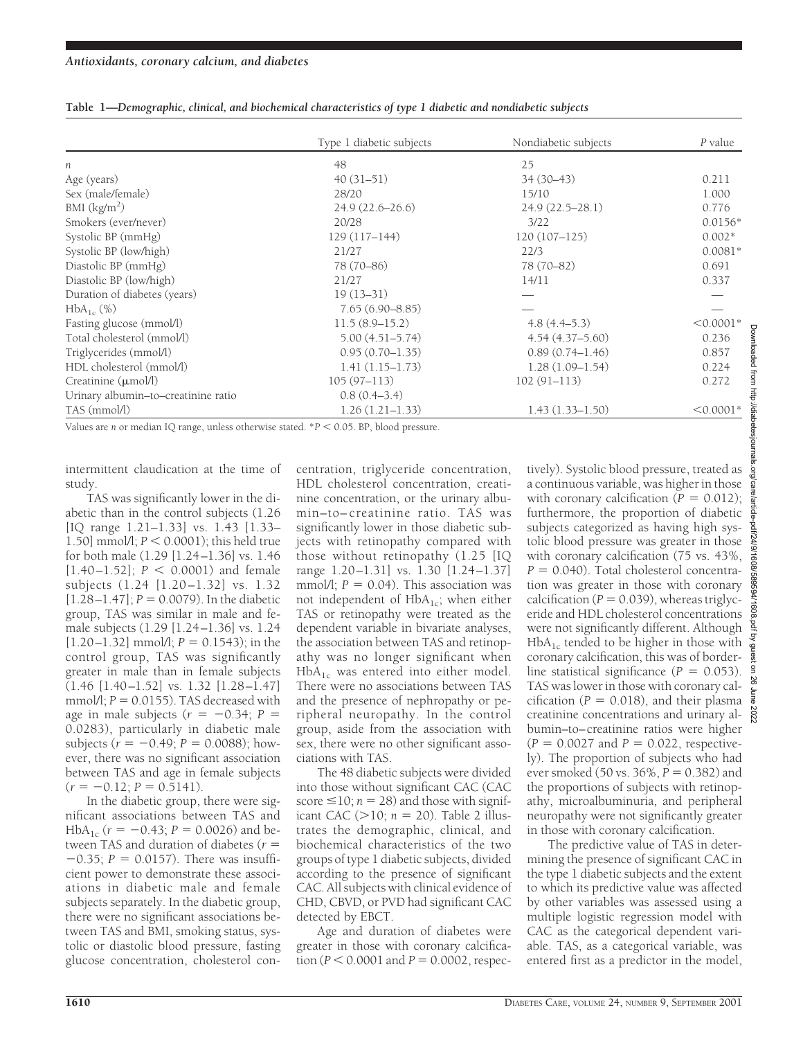**Table 1—*Demographic, clinical, and biochemical characteristics of type 1 diabetic and nondiabetic subjects***

| | Type 1 diabetic subjects | Nondiabetic subjects | *P* value |
|---|---|---|---|
| *n* | 48 | 25 | |
| Age (years) | 40 (31–51) | 34 (30–43) | 0.211 |
| Sex (male/female) | 28/20 | 15/10 | 1.000 |
| BMI (kg/m$^2$) | 24.9 (22.6–26.6) | 24.9 (22.5–28.1) | 0.776 |
| Smokers (ever/never) | 20/28 | 3/22 | 0.0156* |
| Systolic BP (mmHg) | 129 (117–144) | 120 (107–125) | 0.002* |
| Systolic BP (low/high) | 21/27 | 22/3 | 0.0081* |
| Diastolic BP (mmHg) | 78 (70–86) | 78 (70–82) | 0.691 |
| Diastolic BP (low/high) | 21/27 | 14/11 | 0.337 |
| Duration of diabetes (years) | 19 (13–31) | — | — |
| $HbA_{1c}$ (%) | 7.65 (6.90–8.85) | — | — |
| Fasting glucose (mmol/l) | 11.5 (8.9–15.2) | 4.8 (4.4–5.3) | <0.0001* |
| Total cholesterol (mmol/l) | 5.00 (4.51–5.74) | 4.54 (4.37–5.60) | 0.236 |
| Triglycerides (mmol/l) | 0.95 (0.70–1.35) | 0.89 (0.74–1.46) | 0.857 |
| HDL cholesterol (mmol/l) | 1.41 (1.15–1.73) | 1.28 (1.09–1.54) | 0.224 |
| Creatinine (μmol/l) | 105 (97–113) | 102 (91–113) | 0.272 |
| Urinary albumin–to–creatinine ratio | 0.8 (0.4–3.4) | | |
| TAS (mmol/l) | 1.26 (1.21–1.33) | 1.43 (1.33–1.50) | <0.0001* |

Values are *n* or median IQ range, unless otherwise stated. *$P < 0.05$. BP, blood pressure.

intermittent claudication at the time of study.

TAS was significantly lower in the diabetic than in the control subjects (1.26 [IQ range 1.21–1.33] vs. 1.43 [1.33–1.50] mmol/l; $P < 0.0001$); this held true for both male (1.29 [1.24–1.36] vs. 1.46 [1.40–1.52]; $P < 0.0001$) and female subjects (1.24 [1.20–1.32] vs. 1.32 [1.28–1.47]; $P = 0.0079$). In the diabetic group, TAS was similar in male and female subjects (1.29 [1.24–1.36] vs. 1.24 [1.20–1.32] mmol/l; $P = 0.1543$); in the control group, TAS was significantly greater in male than in female subjects (1.46 [1.40–1.52] vs. 1.32 [1.28–1.47] mmol/l; $P = 0.0155$). TAS decreased with age in male subjects ($r = -0.34$; $P = 0.0283$), particularly in diabetic male subjects ($r = -0.49$; $P = 0.0088$); however, there was no significant association between TAS and age in female subjects ($r = -0.12$; $P = 0.5141$).

In the diabetic group, there were significant associations between TAS and $HbA_{1c}$ ($r = -0.43$; $P = 0.0026$) and between TAS and duration of diabetes ($r = -0.35$; $P = 0.0157$). There was insufficient power to demonstrate these associations in diabetic male and female subjects separately. In the diabetic group, there were no significant associations between TAS and BMI, smoking status, systolic or diastolic blood pressure, fasting glucose concentration, cholesterol concentration, triglyceride concentration, HDL cholesterol concentration, creatinine concentration, or the urinary albumin–to–creatinine ratio. TAS was significantly lower in those diabetic subjects with retinopathy compared with those without retinopathy (1.25 [IQ range 1.20–1.31] vs. 1.30 [1.24–1.37] mmol/l; $P = 0.04$). This association was not independent of $HbA_{1c}$; when either TAS or retinopathy were treated as the dependent variable in bivariate analyses, the association between TAS and retinopathy was no longer significant when $HbA_{1c}$ was entered into either model. There were no associations between TAS and the presence of nephropathy or peripheral neuropathy. In the control group, aside from the association with sex, there were no other significant associations with TAS.

The 48 diabetic subjects were divided into those without significant CAC (CAC score ≤10; $n = 28$) and those with significant CAC (>10; $n = 20$). Table 2 illustrates the demographic, clinical, and biochemical characteristics of the two groups of type 1 diabetic subjects, divided according to the presence of significant CAC. All subjects with clinical evidence of CHD, CBVD, or PVD had significant CAC detected by EBCT.

Age and duration of diabetes were greater in those with coronary calcification ($P < 0.0001$ and $P = 0.0002$, respectively). Systolic blood pressure, treated as a continuous variable, was higher in those with coronary calcification ($P = 0.012$); furthermore, the proportion of diabetic subjects categorized as having high systolic blood pressure was greater in those with coronary calcification (75 vs. 43%, $P = 0.040$). Total cholesterol concentration was greater in those with coronary calcification ($P = 0.039$), whereas triglyceride and HDL cholesterol concentrations were not significantly different. Although $HbA_{1c}$ tended to be higher in those with coronary calcification, this was of borderline statistical significance ($P = 0.053$). TAS was lower in those with coronary calcification ($P = 0.018$), and their plasma creatinine concentrations and urinary albumin–creatinine ratios were higher ($P = 0.0027$ and $P = 0.022$, respectively). The proportion of subjects who had ever smoked (50 vs. 36%, $P = 0.382$) and the proportions of subjects with retinopathy, microalbuminuria, and peripheral neuropathy were not significantly greater in those with coronary calcification.

The predictive value of TAS in determining the presence of significant CAC in the type 1 diabetic subjects and the extent to which its predictive value was affected by other variables was assessed using a multiple logistic regression model with CAC as the categorical dependent variable. TAS, as a categorical variable, was entered first as a predictor in the model,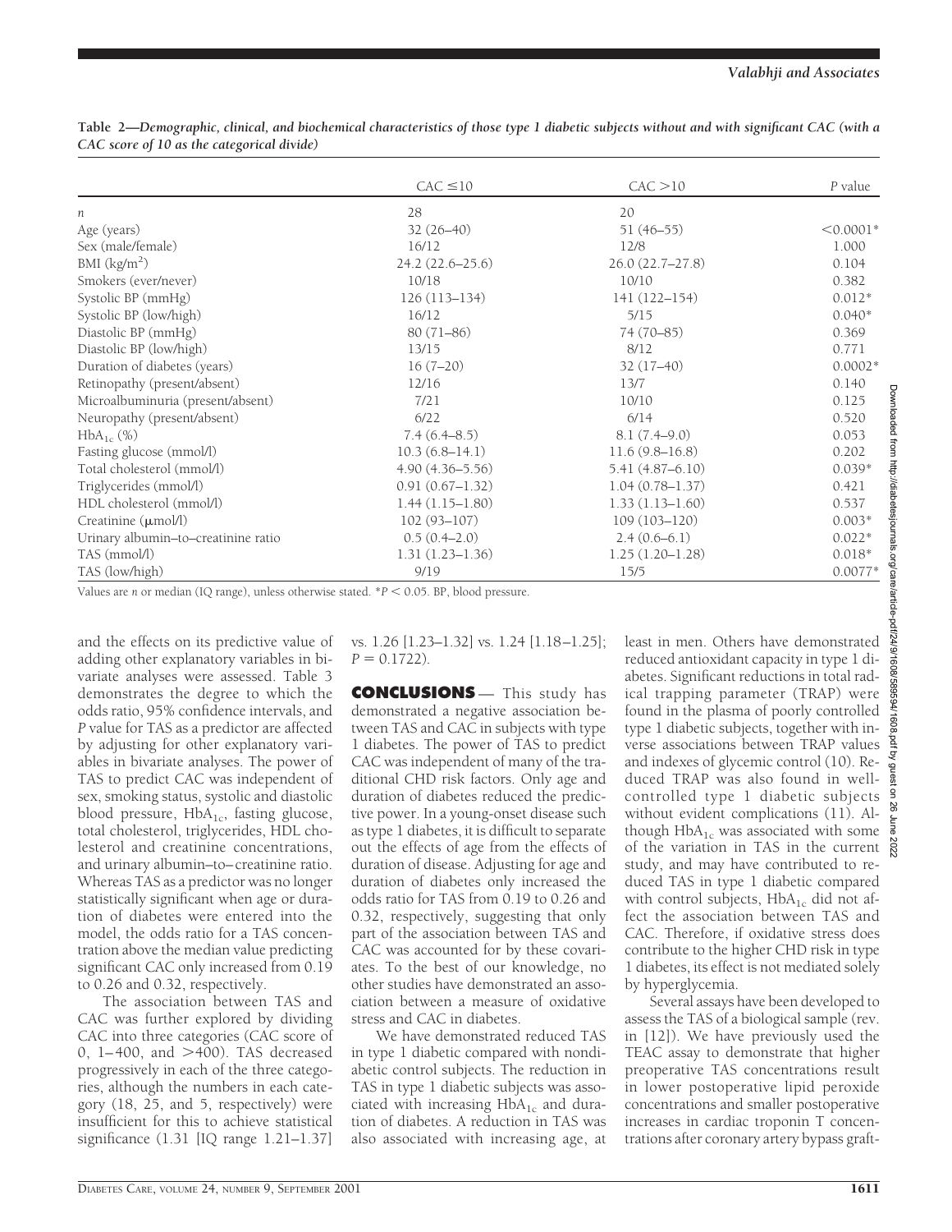**Table 2—*Demographic, clinical, and biochemical characteristics of those type 1 diabetic subjects without and with significant CAC (with a CAC score of 10 as the categorical divide)***

| | CAC ≤10 | CAC >10 | *P* value |
|---|---|---|---|
| *n* | 28 | 20 | |
| Age (years) | 32 (26–40) | 51 (46–55) | <0.0001* |
| Sex (male/female) | 16/12 | 12/8 | 1.000 |
| BMI (kg/m$^2$) | 24.2 (22.6–25.6) | 26.0 (22.7–27.8) | 0.104 |
| Smokers (ever/never) | 10/18 | 10/10 | 0.382 |
| Systolic BP (mmHg) | 126 (113–134) | 141 (122–154) | 0.012* |
| Systolic BP (low/high) | 16/12 | 5/15 | 0.040* |
| Diastolic BP (mmHg) | 80 (71–86) | 74 (70–85) | 0.369 |
| Diastolic BP (low/high) | 13/15 | 8/12 | 0.771 |
| Duration of diabetes (years) | 16 (7–20) | 32 (17–40) | 0.0002* |
| Retinopathy (present/absent) | 12/16 | 13/7 | 0.140 |
| Microalbuminuria (present/absent) | 7/21 | 10/10 | 0.125 |
| Neuropathy (present/absent) | 6/22 | 6/14 | 0.520 |
| $HbA_{1c}$ (%) | 7.4 (6.4–8.5) | 8.1 (7.4–9.0) | 0.053 |
| Fasting glucose (mmol/l) | 10.3 (6.8–14.1) | 11.6 (9.8–16.8) | 0.202 |
| Total cholesterol (mmol/l) | 4.90 (4.36–5.56) | 5.41 (4.87–6.10) | 0.039* |
| Triglycerides (mmol/l) | 0.91 (0.67–1.32) | 1.04 (0.78–1.37) | 0.421 |
| HDL cholesterol (mmol/l) | 1.44 (1.15–1.80) | 1.33 (1.13–1.60) | 0.537 |
| Creatinine (μmol/l) | 102 (93–107) | 109 (103–120) | 0.003* |
| Urinary albumin–to–creatinine ratio | 0.5 (0.4–2.0) | 2.4 (0.6–6.1) | 0.022* |
| TAS (mmol/l) | 1.31 (1.23–1.36) | 1.25 (1.20–1.28) | 0.018* |
| TAS (low/high) | 9/19 | 15/5 | 0.0077* |

Values are *n* or median (IQ range), unless otherwise stated. *$P < 0.05$. BP, blood pressure.

and the effects on its predictive value of adding other explanatory variables in bivariate analyses were assessed. Table 3 demonstrates the degree to which the odds ratio, 95% confidence intervals, and *P* value for TAS as a predictor are affected by adjusting for other explanatory variables in bivariate analyses. The power of TAS to predict CAC was independent of sex, smoking status, systolic and diastolic blood pressure, $HbA_{1c}$, fasting glucose, total cholesterol, triglycerides, HDL cholesterol and creatinine concentrations, and urinary albumin–to–creatinine ratio. Whereas TAS as a predictor was no longer statistically significant when age or duration of diabetes were entered into the model, the odds ratio for a TAS concentration above the median value predicting significant CAC only increased from 0.19 to 0.26 and 0.32, respectively.

The association between TAS and CAC was further explored by dividing CAC into three categories (CAC score of 0, 1–400, and >400). TAS decreased progressively in each of the three categories, although the numbers in each category (18, 25, and 5, respectively) were insufficient for this to achieve statistical significance (1.31 [IQ range 1.21–1.37] vs. 1.26 [1.23–1.32] vs. 1.24 [1.18–1.25]; $P = 0.1722$).

## CONCLUSIONS

This study has demonstrated a negative association between TAS and CAC in subjects with type 1 diabetes. The power of TAS to predict CAC was independent of many of the traditional CHD risk factors. Only age and duration of diabetes reduced the predictive power. In a young-onset disease such as type 1 diabetes, it is difficult to separate out the effects of age from the effects of duration of disease. Adjusting for age and duration of diabetes only increased the odds ratio for TAS from 0.19 to 0.26 and 0.32, respectively, suggesting that only part of the association between TAS and CAC was accounted for by these covariates. To the best of our knowledge, no other studies have demonstrated an association between a measure of oxidative stress and CAC in diabetes.

We have demonstrated reduced TAS in type 1 diabetic compared with nondiabetic control subjects. The reduction in TAS in type 1 diabetic subjects was associated with increasing $HbA_{1c}$ and duration of diabetes. A reduction in TAS was also associated with increasing age, at least in men. Others have demonstrated reduced antioxidant capacity in type 1 diabetes. Significant reductions in total radical trapping parameter (TRAP) were found in the plasma of poorly controlled type 1 diabetic subjects, together with inverse associations between TRAP values and indexes of glycemic control (10). Reduced TRAP was also found in well-controlled type 1 diabetic subjects without evident complications (11). Although $HbA_{1c}$ was associated with some of the variation in TAS in the current study, and may have contributed to reduced TAS in type 1 diabetic compared with control subjects, $HbA_{1c}$ did not affect the association between TAS and CAC. Therefore, if oxidative stress does contribute to the higher CHD risk in type 1 diabetes, its effect is not mediated solely by hyperglycemia.

Several assays have been developed to assess the TAS of a biological sample (rev. in [12]). We have previously used the TEAC assay to demonstrate that higher preoperative TAS concentrations result in lower postoperative lipid peroxide concentrations and smaller postoperative increases in cardiac troponin T concentrations after coronary artery bypass graft-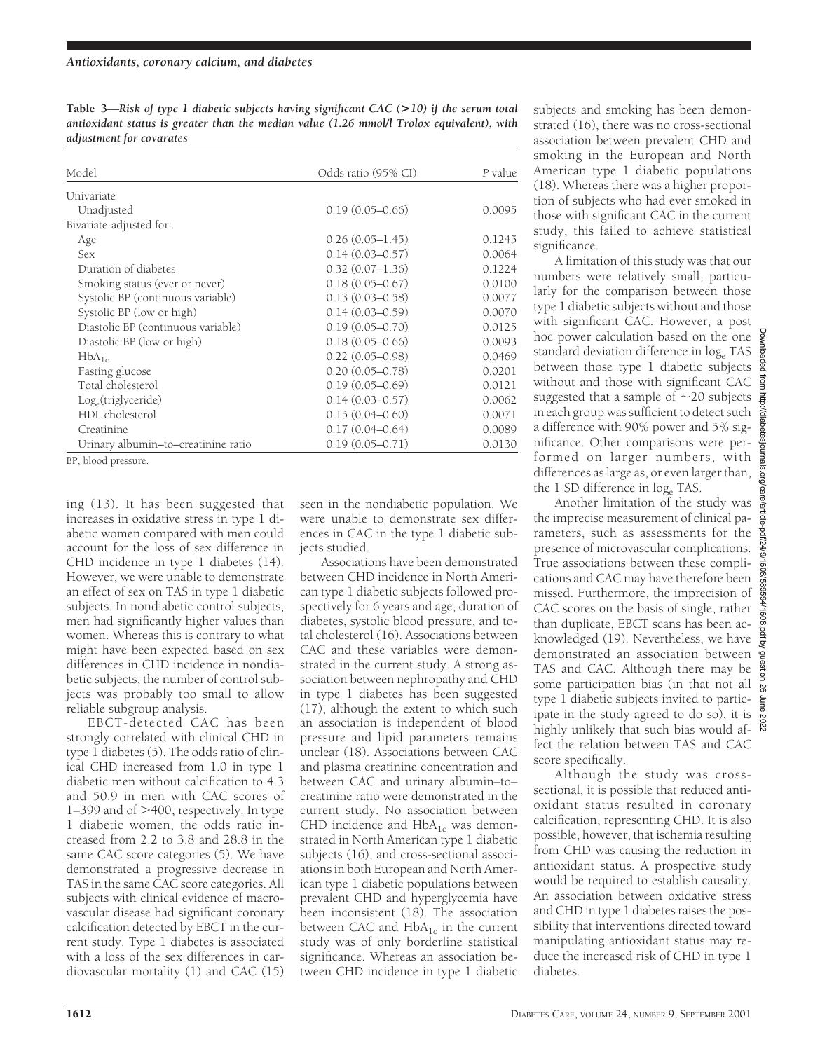**Table 3—Risk of type 1 diabetic subjects having significant CAC (>10) if the serum total antioxidant status is greater than the median value (1.26 mmol/l Trolox equivalent), with adjustment for covarates**

| Model | Odds ratio (95% CI) | P value |
|---|---|---|
| Univariate | | |
| Unadjusted | 0.19 (0.05–0.66) | 0.0095 |
| Bivariate-adjusted for: | | |
| Age | 0.26 (0.05–1.45) | 0.1245 |
| Sex | 0.14 (0.03–0.57) | 0.0064 |
| Duration of diabetes | 0.32 (0.07–1.36) | 0.1224 |
| Smoking status (ever or never) | 0.18 (0.05–0.67) | 0.0100 |
| Systolic BP (continuous variable) | 0.13 (0.03–0.58) | 0.0077 |
| Systolic BP (low or high) | 0.14 (0.03–0.59) | 0.0070 |
| Diastolic BP (continuous variable) | 0.19 (0.05–0.70) | 0.0125 |
| Diastolic BP (low or high) | 0.18 (0.05–0.66) | 0.0093 |
| $HbA_{1c}$ | 0.22 (0.05–0.98) | 0.0469 |
| Fasting glucose | 0.20 (0.05–0.78) | 0.0201 |
| Total cholesterol | 0.19 (0.05–0.69) | 0.0121 |
| $Log_e$(triglyceride) | 0.14 (0.03–0.57) | 0.0062 |
| HDL cholesterol | 0.15 (0.04–0.60) | 0.0071 |
| Creatinine | 0.17 (0.04–0.64) | 0.0089 |
| Urinary albumin–to–creatinine ratio | 0.19 (0.05–0.71) | 0.0130 |

BP, blood pressure.

ing (13). It has been suggested that increases in oxidative stress in type 1 diabetic women compared with men could account for the loss of sex difference in CHD incidence in type 1 diabetes (14). However, we were unable to demonstrate an effect of sex on TAS in type 1 diabetic subjects. In nondiabetic control subjects, men had significantly higher values than women. Whereas this is contrary to what might have been expected based on sex differences in CHD incidence in nondiabetic subjects, the number of control subjects was probably too small to allow reliable subgroup analysis.

EBCT-detected CAC has been strongly correlated with clinical CHD in type 1 diabetes (5). The odds ratio of clinical CHD increased from 1.0 in type 1 diabetic men without calcification to 4.3 and 50.9 in men with CAC scores of 1–399 and of >400, respectively. In type 1 diabetic women, the odds ratio increased from 2.2 to 3.8 and 28.8 in the same CAC score categories (5). We have demonstrated a progressive decrease in TAS in the same CAC score categories. All subjects with clinical evidence of macrovascular disease had significant coronary calcification detected by EBCT in the current study. Type 1 diabetes is associated with a loss of the sex differences in cardiovascular mortality (1) and CAC (15) seen in the nondiabetic population. We were unable to demonstrate sex differences in CAC in the type 1 diabetic subjects studied.

Associations have been demonstrated between CHD incidence in North American type 1 diabetic subjects followed prospectively for 6 years and age, duration of diabetes, systolic blood pressure, and total cholesterol (16). Associations between CAC and these variables were demonstrated in the current study. A strong association between nephropathy and CHD in type 1 diabetes has been suggested (17), although the extent to which such an association is independent of blood pressure and lipid parameters remains unclear (18). Associations between CAC and plasma creatinine concentration and between CAC and urinary albumin–to–creatinine ratio were demonstrated in the current study. No association between CHD incidence and $HbA_{1c}$ was demonstrated in North American type 1 diabetic subjects (16), and cross-sectional associations in both European and North American type 1 diabetic populations between prevalent CHD and hyperglycemia have been inconsistent (18). The association between CAC and $HbA_{1c}$ in the current study was of only borderline statistical significance. Whereas an association between CHD incidence in type 1 diabetic subjects and smoking has been demonstrated (16), there was no cross-sectional association between prevalent CHD and smoking in the European and North American type 1 diabetic populations (18). Whereas there was a higher proportion of subjects who had ever smoked in those with significant CAC in the current study, this failed to achieve statistical significance.

A limitation of this study was that our numbers were relatively small, particularly for the comparison between those type 1 diabetic subjects without and those with significant CAC. However, a post hoc power calculation based on the one standard deviation difference in $log_e$ TAS between those type 1 diabetic subjects without and those with significant CAC suggested that a sample of ~20 subjects in each group was sufficient to detect such a difference with 90% power and 5% significance. Other comparisons were performed on larger numbers, with differences as large as, or even larger than, the 1 SD difference in $log_e$ TAS.

Another limitation of the study was the imprecise measurement of clinical parameters, such as assessments for the presence of microvascular complications. True associations between these complications and CAC may have therefore been missed. Furthermore, the imprecision of CAC scores on the basis of single, rather than duplicate, EBCT scans has been acknowledged (19). Nevertheless, we have demonstrated an association between TAS and CAC. Although there may be some participation bias (in that not all type 1 diabetic subjects invited to participate in the study agreed to do so), it is highly unlikely that such bias would affect the relation between TAS and CAC score specifically.

Although the study was cross-sectional, it is possible that reduced antioxidant status resulted in coronary calcification, representing CHD. It is also possible, however, that ischemia resulting from CHD was causing the reduction in antioxidant status. A prospective study would be required to establish causality. An association between oxidative stress and CHD in type 1 diabetes raises the possibility that interventions directed toward manipulating antioxidant status may reduce the increased risk of CHD in type 1 diabetes.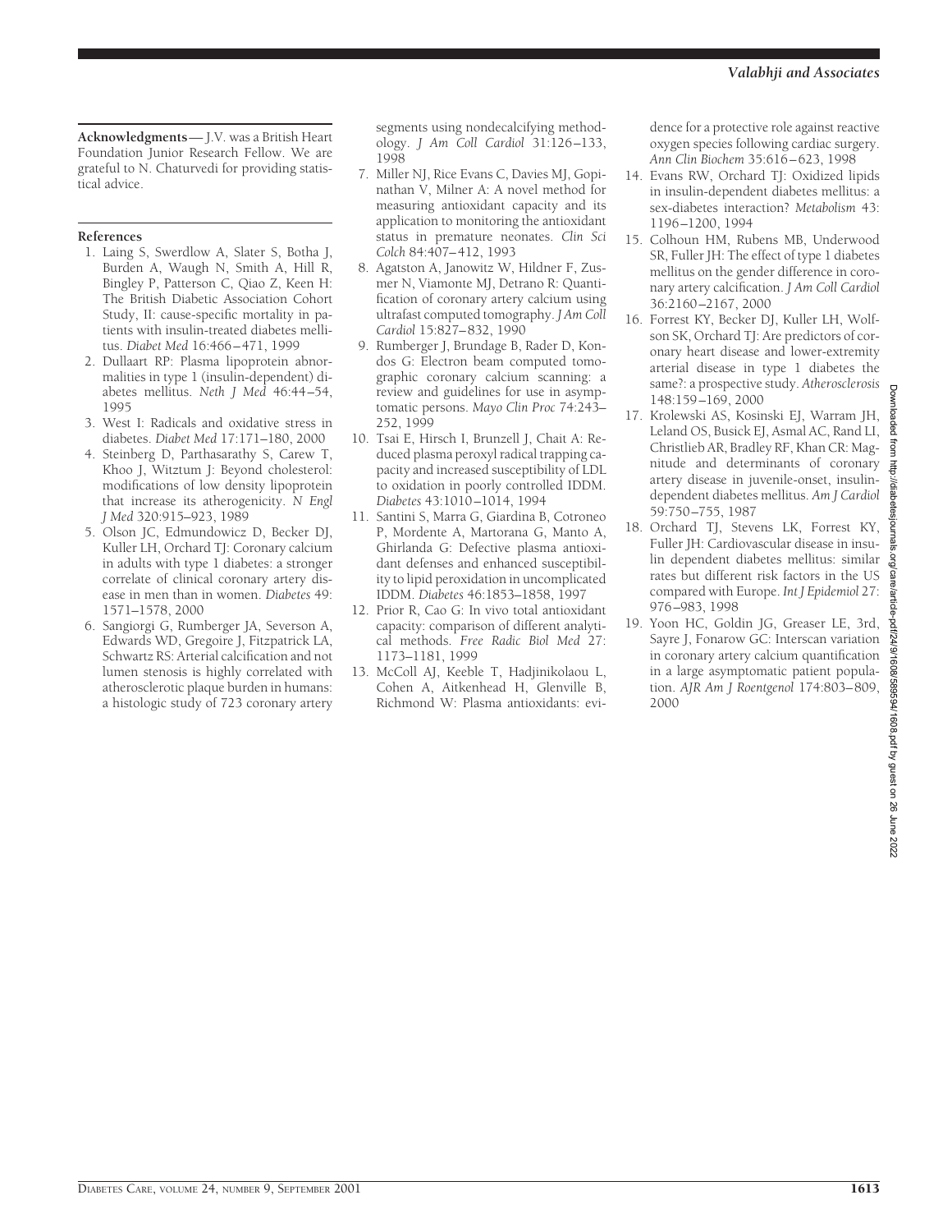**Acknowledgments**— J.V. was a British Heart Foundation Junior Research Fellow. We are grateful to N. Chaturvedi for providing statistical advice.

## References

1. Laing S, Swerdlow A, Slater S, Botha J, Burden A, Waugh N, Smith A, Hill R, Bingley P, Patterson C, Qiao Z, Keen H: The British Diabetic Association Cohort Study, II: cause-specific mortality in patients with insulin-treated diabetes mellitus. *Diabet Med* 16:466–471, 1999
2. Dullaart RP: Plasma lipoprotein abnormalities in type 1 (insulin-dependent) diabetes mellitus. *Neth J Med* 46:44–54, 1995
3. West I: Radicals and oxidative stress in diabetes. *Diabet Med* 17:171–180, 2000
4. Steinberg D, Parthasarathy S, Carew T, Khoo J, Witztum J: Beyond cholesterol: modifications of low density lipoprotein that increase its atherogenicity. *N Engl J Med* 320:915–923, 1989
5. Olson JC, Edmundowicz D, Becker DJ, Kuller LH, Orchard TJ: Coronary calcium in adults with type 1 diabetes: a stronger correlate of clinical coronary artery disease in men than in women. *Diabetes* 49: 1571–1578, 2000
6. Sangiorgi G, Rumberger JA, Severson A, Edwards WD, Gregoire J, Fitzpatrick LA, Schwartz RS: Arterial calcification and not lumen stenosis is highly correlated with atherosclerotic plaque burden in humans: a histologic study of 723 coronary artery segments using nondecalcifying methodology. *J Am Coll Cardiol* 31:126–133, 1998
7. Miller NJ, Rice Evans C, Davies MJ, Gopinathan V, Milner A: A novel method for measuring antioxidant capacity and its application to monitoring the antioxidant status in premature neonates. *Clin Sci Colch* 84:407–412, 1993
8. Agatston A, Janowitz W, Hildner F, Zusmer N, Viamonte MJ, Detrano R: Quantification of coronary artery calcium using ultrafast computed tomography. *J Am Coll Cardiol* 15:827–832, 1990
9. Rumberger J, Brundage B, Rader D, Kondos G: Electron beam computed tomographic coronary calcium scanning: a review and guidelines for use in asymptomatic persons. *Mayo Clin Proc* 74:243–252, 1999
10. Tsai E, Hirsch I, Brunzell J, Chait A: Reduced plasma peroxyl radical trapping capacity and increased susceptibility of LDL to oxidation in poorly controlled IDDM. *Diabetes* 43:1010–1014, 1994
11. Santini S, Marra G, Giardina B, Cotroneo P, Mordente A, Martorana G, Manto A, Ghirlanda G: Defective plasma antioxidant defenses and enhanced susceptibility to lipid peroxidation in uncomplicated IDDM. *Diabetes* 46:1853–1858, 1997
12. Prior R, Cao G: In vivo total antioxidant capacity: comparison of different analytical methods. *Free Radic Biol Med* 27: 1173–1181, 1999
13. McColl AJ, Keeble T, Hadjinikolaou L, Cohen A, Aitkenhead H, Glenville B, Richmond W: Plasma antioxidants: evidence for a protective role against reactive oxygen species following cardiac surgery. *Ann Clin Biochem* 35:616–623, 1998
14. Evans RW, Orchard TJ: Oxidized lipids in insulin-dependent diabetes mellitus: a sex-diabetes interaction? *Metabolism* 43: 1196–1200, 1994
15. Colhoun HM, Rubens MB, Underwood SR, Fuller JH: The effect of type 1 diabetes mellitus on the gender difference in coronary artery calcification. *J Am Coll Cardiol* 36:2160–2167, 2000
16. Forrest KY, Becker DJ, Kuller LH, Wolfson SK, Orchard TJ: Are predictors of coronary heart disease and lower-extremity arterial disease in type 1 diabetes the same?: a prospective study. *Atherosclerosis* 148:159–169, 2000
17. Krolewski AS, Kosinski EJ, Warram JH, Leland OS, Busick EJ, Asmal AC, Rand LI, Christlieb AR, Bradley RF, Khan CR: Magnitude and determinants of coronary artery disease in juvenile-onset, insulin-dependent diabetes mellitus. *Am J Cardiol* 59:750–755, 1987
18. Orchard TJ, Stevens LK, Forrest KY, Fuller JH: Cardiovascular disease in insulin dependent diabetes mellitus: similar rates but different risk factors in the US compared with Europe. *Int J Epidemiol* 27: 976–983, 1998
19. Yoon HC, Goldin JG, Greaser LE, 3rd, Sayre J, Fonarow GC: Interscan variation in coronary artery calcium quantification in a large asymptomatic patient population. *AJR Am J Roentgenol* 174:803–809, 2000